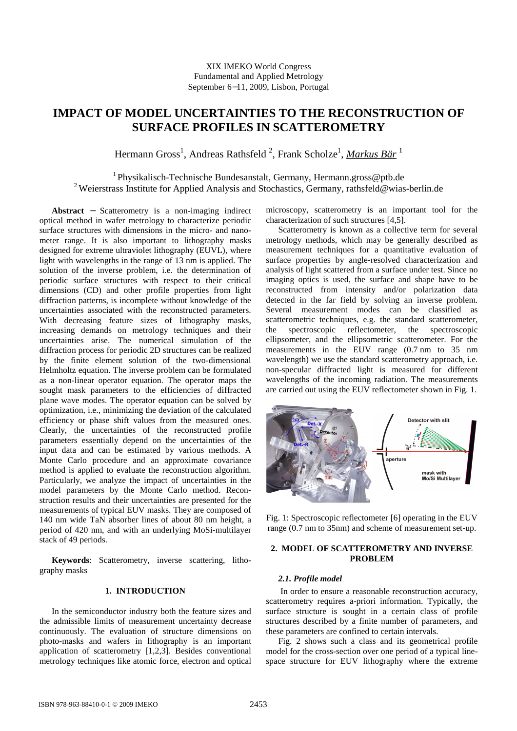XIX IMEKO World Congress
Fundamental and Applied Metrology
September 6−11, 2009, Lisbon, Portugal

# IMPACT OF MODEL UNCERTAINTIES TO THE RECONSTRUCTION OF SURFACE PROFILES IN SCATTEROMETRY

Hermann Gross[1], Andreas Rathsfeld [2], Frank Scholze[1], *Markus Bär* [1]

[1] Physikalisch-Technische Bundesanstalt, Germany, Hermann.gross@ptb.de
[2] Weierstrass Institute for Applied Analysis and Stochastics, Germany, rathsfeld@wias-berlin.de

**Abstract** − Scatterometry is a non-imaging indirect optical method in wafer metrology to characterize periodic surface structures with dimensions in the micro- and nanometer range. It is also important to lithography masks designed for extreme ultraviolet lithography (EUVL), where light with wavelengths in the range of 13 nm is applied. The solution of the inverse problem, i.e. the determination of periodic surface structures with respect to their critical dimensions (CD) and other profile properties from light diffraction patterns, is incomplete without knowledge of the uncertainties associated with the reconstructed parameters. With decreasing feature sizes of lithography masks, increasing demands on metrology techniques and their uncertainties arise. The numerical simulation of the diffraction process for periodic 2D structures can be realized by the finite element solution of the two-dimensional Helmholtz equation. The inverse problem can be formulated as a non-linear operator equation. The operator maps the sought mask parameters to the efficiencies of diffracted plane wave modes. The operator equation can be solved by optimization, i.e., minimizing the deviation of the calculated efficiency or phase shift values from the measured ones. Clearly, the uncertainties of the reconstructed profile parameters essentially depend on the uncertainties of the input data and can be estimated by various methods. A Monte Carlo procedure and an approximate covariance method is applied to evaluate the reconstruction algorithm. Particularly, we analyze the impact of uncertainties in the model parameters by the Monte Carlo method. Reconstruction results and their uncertainties are presented for the measurements of typical EUV masks. They are composed of 140 nm wide TaN absorber lines of about 80 nm height, a period of 420 nm, and with an underlying MoSi-multilayer stack of 49 periods.

**Keywords**: Scatterometry, inverse scattering, lithography masks

## 1. INTRODUCTION

In the semiconductor industry both the feature sizes and the admissible limits of measurement uncertainty decrease continuously. The evaluation of structure dimensions on photo-masks and wafers in lithography is an important application of scatterometry [1,2,3]. Besides conventional metrology techniques like atomic force, electron and optical microscopy, scatterometry is an important tool for the characterization of such structures [4,5].

Scatterometry is known as a collective term for several metrology methods, which may be generally described as measurement techniques for a quantitative evaluation of surface properties by angle-resolved characterization and analysis of light scattered from a surface under test. Since no imaging optics is used, the surface and shape have to be reconstructed from intensity and/or polarization data detected in the far field by solving an inverse problem. Several measurement modes can be classified as scatterometric techniques, e.g. the standard scatterometer, the spectroscopic reflectometer, the spectroscopic ellipsometer, and the ellipsometric scatterometer. For the measurements in the EUV range (0.7 nm to 35 nm wavelength) we use the standard scatterometer approach, i.e. non-specular diffracted light is measured for different wavelengths of the incoming radiation. The measurements are carried out using the EUV reflectometer shown in Fig. 1.

Fig. 1: Spectroscopic reflectometer [6] operating in the EUV range (0.7 nm to 35nm) and scheme of measurement set-up.

## 2. MODEL OF SCATTEROMETRY AND INVERSE PROBLEM

### 2.1. Profile model

In order to ensure a reasonable reconstruction accuracy, scatterometry requires a-priori information. Typically, the surface structure is sought in a certain class of profile structures described by a finite number of parameters, and these parameters are confined to certain intervals.

Fig. 2 shows such a class and its geometrical profile model for the cross-section over one period of a typical line-space structure for EUV lithography where the extreme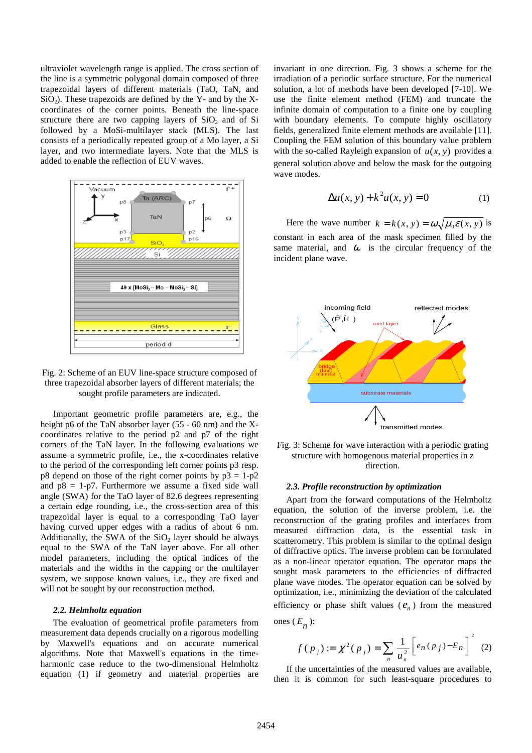ultraviolet wavelength range is applied. The cross section of the line is a symmetric polygonal domain composed of three trapezoidal layers of different materials (TaO, TaN, and $SiO_2$). These trapezoids are defined by the Y- and by the X-coordinates of the corner points. Beneath the line-space structure there are two capping layers of $SiO_2$ and of Si followed by a MoSi-multilayer stack (MLS). The last consists of a periodically repeated group of a Mo layer, a Si layer, and two intermediate layers. Note that the MLS is added to enable the reflection of EUV waves.

Fig. 2: Scheme of an EUV line-space structure composed of three trapezoidal absorber layers of different materials; the sought profile parameters are indicated.

Important geometric profile parameters are, e.g., the height p6 of the TaN absorber layer (55 - 60 nm) and the X-coordinates relative to the period p2 and p7 of the right corners of the TaN layer. In the following evaluations we assume a symmetric profile, i.e., the x-coordinates relative to the period of the corresponding left corner points p3 resp. p8 depend on those of the right corner points by p3 = 1-p2 and p8 = 1-p7. Furthermore we assume a fixed side wall angle (SWA) for the TaO layer of 82.6 degrees representing a certain edge rounding, i.e., the cross-section area of this trapezoidal layer is equal to a corresponding TaO layer having curved upper edges with a radius of about 6 nm. Additionally, the SWA of the $SiO_2$ layer should be always equal to the SWA of the TaN layer above. For all other model parameters, including the optical indices of the materials and the widths in the capping or the multilayer system, we suppose known values, i.e., they are fixed and will not be sought by our reconstruction method.

### 2.2. Helmholtz equation

The evaluation of geometrical profile parameters from measurement data depends crucially on a rigorous modelling by Maxwell's equations and on accurate numerical algorithms. Note that Maxwell's equations in the time-harmonic case reduce to the two-dimensional Helmholtz equation (1) if geometry and material properties are invariant in one direction. Fig. 3 shows a scheme for the irradiation of a periodic surface structure. For the numerical solution, a lot of methods have been developed [7-10]. We use the finite element method (FEM) and truncate the infinite domain of computation to a finite one by coupling with boundary elements. To compute highly oscillatory fields, generalized finite element methods are available [11]. Coupling the FEM solution of this boundary value problem with the so-called Rayleigh expansion of $u(x, y)$ provides a general solution above and below the mask for the outgoing wave modes.

$$\Delta u(x, y) + k^2 u(x, y) = 0 \qquad (1)$$

Here the wave number $k = k(x, y) = \omega\sqrt{\mu_0 \varepsilon(x, y)}$ is constant in each area of the mask specimen filled by the same material, and $\omega$ is the circular frequency of the incident plane wave.

Fig. 3: Scheme for wave interaction with a periodic grating structure with homogenous material properties in z direction.

### 2.3. Profile reconstruction by optimization

Apart from the forward computations of the Helmholtz equation, the solution of the inverse problem, i.e. the reconstruction of the grating profiles and interfaces from measured diffraction data, is the essential task in scatterometry. This problem is similar to the optimal design of diffractive optics. The inverse problem can be formulated as a non-linear operator equation. The operator maps the sought mask parameters to the efficiencies of diffracted plane wave modes. The operator equation can be solved by optimization, i.e., minimizing the deviation of the calculated efficiency or phase shift values ($e_n$) from the measured ones ($E_n$):

$$f(p_j) := \chi^2(p_j) = \sum_n \frac{1}{u_n^2}\left[e_n(p_j) - E_n\right]^2 \qquad (2)$$

If the uncertainties of the measured values are available, then it is common for such least-square procedures to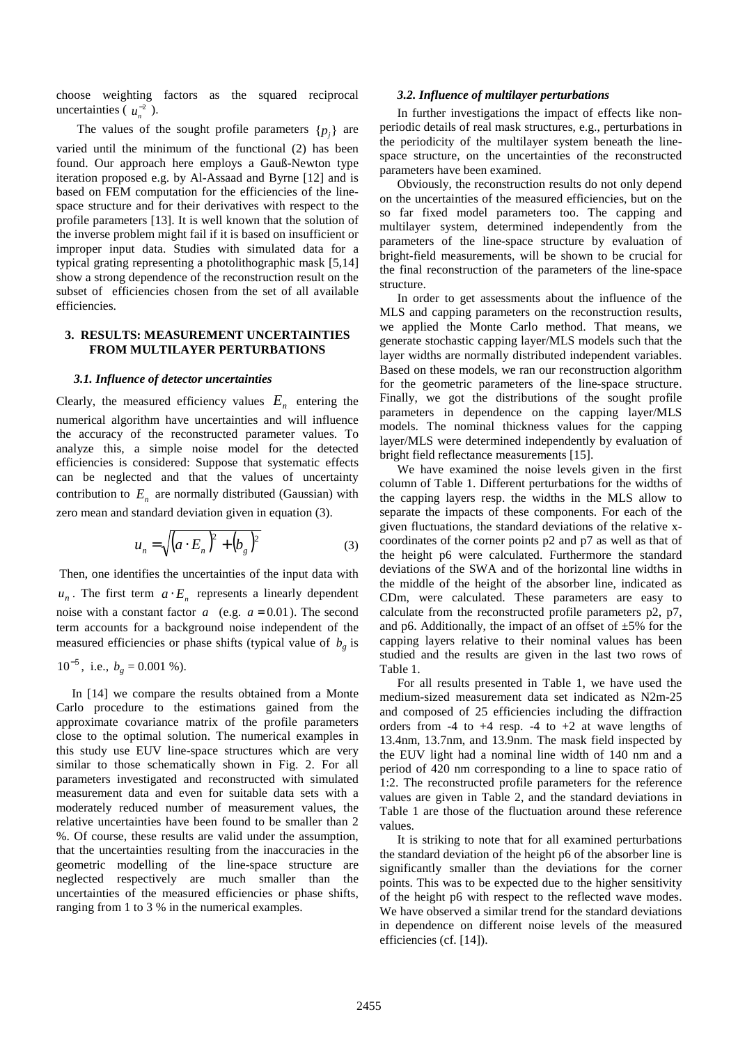choose weighting factors as the squared reciprocal uncertainties ( $u_n^{-2}$ ).

The values of the sought profile parameters $\{p_j\}$ are varied until the minimum of the functional (2) has been found. Our approach here employs a Gauß-Newton type iteration proposed e.g. by Al-Assaad and Byrne [12] and is based on FEM computation for the efficiencies of the line-space structure and for their derivatives with respect to the profile parameters [13]. It is well known that the solution of the inverse problem might fail if it is based on insufficient or improper input data. Studies with simulated data for a typical grating representing a photolithographic mask [5,14] show a strong dependence of the reconstruction result on the subset of efficiencies chosen from the set of all available efficiencies.

## 3. RESULTS: MEASUREMENT UNCERTAINTIES FROM MULTILAYER PERTURBATIONS

### *3.1. Influence of detector uncertainties*

Clearly, the measured efficiency values $E_n$ entering the numerical algorithm have uncertainties and will influence the accuracy of the reconstructed parameter values. To analyze this, a simple noise model for the detected efficiencies is considered: Suppose that systematic effects can be neglected and that the values of uncertainty contribution to $E_n$ are normally distributed (Gaussian) with zero mean and standard deviation given in equation (3).

$$u_n = \sqrt{(a \cdot E_n)^2 + (b_g)^2} \tag{3}$$

Then, one identifies the uncertainties of the input data with $u_n$. The first term $a \cdot E_n$ represents a linearly dependent noise with a constant factor $a$ (e.g. $a = 0.01$). The second term accounts for a background noise independent of the measured efficiencies or phase shifts (typical value of $b_g$ is $10^{-5}$, i.e., $b_g$ = 0.001 %).

In [14] we compare the results obtained from a Monte Carlo procedure to the estimations gained from the approximate covariance matrix of the profile parameters close to the optimal solution. The numerical examples in this study use EUV line-space structures which are very similar to those schematically shown in Fig. 2. For all parameters investigated and reconstructed with simulated measurement data and even for suitable data sets with a moderately reduced number of measurement values, the relative uncertainties have been found to be smaller than 2 %. Of course, these results are valid under the assumption, that the uncertainties resulting from the inaccuracies in the geometric modelling of the line-space structure are neglected respectively are much smaller than the uncertainties of the measured efficiencies or phase shifts, ranging from 1 to 3 % in the numerical examples.

### *3.2. Influence of multilayer perturbations*

In further investigations the impact of effects like non-periodic details of real mask structures, e.g., perturbations in the periodicity of the multilayer system beneath the line-space structure, on the uncertainties of the reconstructed parameters have been examined.

Obviously, the reconstruction results do not only depend on the uncertainties of the measured efficiencies, but on the so far fixed model parameters too. The capping and multilayer system, determined independently from the parameters of the line-space structure by evaluation of bright-field measurements, will be shown to be crucial for the final reconstruction of the parameters of the line-space structure.

In order to get assessments about the influence of the MLS and capping parameters on the reconstruction results, we applied the Monte Carlo method. That means, we generate stochastic capping layer/MLS models such that the layer widths are normally distributed independent variables. Based on these models, we ran our reconstruction algorithm for the geometric parameters of the line-space structure. Finally, we got the distributions of the sought profile parameters in dependence on the capping layer/MLS models. The nominal thickness values for the capping layer/MLS were determined independently by evaluation of bright field reflectance measurements [15].

We have examined the noise levels given in the first column of Table 1. Different perturbations for the widths of the capping layers resp. the widths in the MLS allow to separate the impacts of these components. For each of the given fluctuations, the standard deviations of the relative x-coordinates of the corner points p2 and p7 as well as that of the height p6 were calculated. Furthermore the standard deviations of the SWA and of the horizontal line widths in the middle of the height of the absorber line, indicated as CDm, were calculated. These parameters are easy to calculate from the reconstructed profile parameters p2, p7, and p6. Additionally, the impact of an offset of ±5% for the capping layers relative to their nominal values has been studied and the results are given in the last two rows of Table 1.

For all results presented in Table 1, we have used the medium-sized measurement data set indicated as N2m-25 and composed of 25 efficiencies including the diffraction orders from -4 to +4 resp. -4 to +2 at wave lengths of 13.4nm, 13.7nm, and 13.9nm. The mask field inspected by the EUV light had a nominal line width of 140 nm and a period of 420 nm corresponding to a line to space ratio of 1:2. The reconstructed profile parameters for the reference values are given in Table 2, and the standard deviations in Table 1 are those of the fluctuation around these reference values.

It is striking to note that for all examined perturbations the standard deviation of the height p6 of the absorber line is significantly smaller than the deviations for the corner points. This was to be expected due to the higher sensitivity of the height p6 with respect to the reflected wave modes. We have observed a similar trend for the standard deviations in dependence on different noise levels of the measured efficiencies (cf. [14]).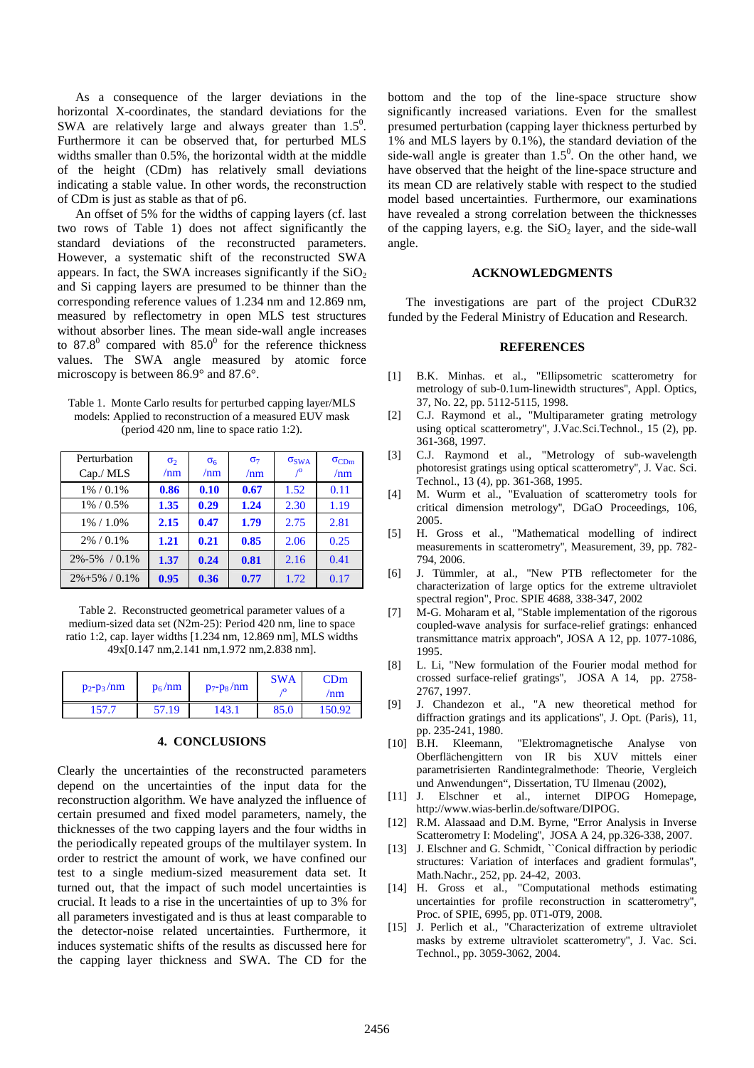As a consequence of the larger deviations in the horizontal X-coordinates, the standard deviations for the SWA are relatively large and always greater than $1.5^0$. Furthermore it can be observed that, for perturbed MLS widths smaller than 0.5%, the horizontal width at the middle of the height (CDm) has relatively small deviations indicating a stable value. In other words, the reconstruction of CDm is just as stable as that of p6.

An offset of 5% for the widths of capping layers (cf. last two rows of Table 1) does not affect significantly the standard deviations of the reconstructed parameters. However, a systematic shift of the reconstructed SWA appears. In fact, the SWA increases significantly if the $SiO_2$ and Si capping layers are presumed to be thinner than the corresponding reference values of 1.234 nm and 12.869 nm, measured by reflectometry in open MLS test structures without absorber lines. The mean side-wall angle increases to $87.8^0$ compared with $85.0^0$ for the reference thickness values. The SWA angle measured by atomic force microscopy is between 86.9° and 87.6°.

Table 1. Monte Carlo results for perturbed capping layer/MLS models: Applied to reconstruction of a measured EUV mask (period 420 nm, line to space ratio 1:2).

| Perturbation Cap./ MLS | $\sigma_2$ /nm | $\sigma_6$ /nm | $\sigma_7$ /nm | $\sigma_{SWA}$ /° | $\sigma_{CDm}$ /nm |
|---|---|---|---|---|---|
| 1% / 0.1% | **0.86** | **0.10** | **0.67** | 1.52 | 0.11 |
| 1% / 0.5% | **1.35** | **0.29** | **1.24** | 2.30 | 1.19 |
| 1% / 1.0% | **2.15** | **0.47** | **1.79** | 2.75 | 2.81 |
| 2% / 0.1% | **1.21** | **0.21** | **0.85** | 2.06 | 0.25 |
| 2%-5% / 0.1% | **1.37** | **0.24** | **0.81** | 2.16 | 0.41 |
| 2%+5% / 0.1% | **0.95** | **0.36** | **0.77** | 1.72 | 0.17 |

Table 2. Reconstructed geometrical parameter values of a medium-sized data set (N2m-25): Period 420 nm, line to space ratio 1:2, cap. layer widths [1.234 nm, 12.869 nm], MLS widths 49x[0.147 nm,2.141 nm,1.972 nm,2.838 nm].

| $p_2$-$p_3$/nm | $p_6$/nm | $p_7$-$p_8$/nm | SWA /° | CDm /nm |
|---|---|---|---|---|
| 157.7 | 57.19 | 143.1 | 85.0 | 150.92 |

## 4. CONCLUSIONS

Clearly the uncertainties of the reconstructed parameters depend on the uncertainties of the input data for the reconstruction algorithm. We have analyzed the influence of certain presumed and fixed model parameters, namely, the thicknesses of the two capping layers and the four widths in the periodically repeated groups of the multilayer system. In order to restrict the amount of work, we have confined our test to a single medium-sized measurement data set. It turned out, that the impact of such model uncertainties is crucial. It leads to a rise in the uncertainties of up to 3% for all parameters investigated and is thus at least comparable to the detector-noise related uncertainties. Furthermore, it induces systematic shifts of the results as discussed here for the capping layer thickness and SWA. The CD for the bottom and the top of the line-space structure show significantly increased variations. Even for the smallest presumed perturbation (capping layer thickness perturbed by 1% and MLS layers by 0.1%), the standard deviation of the side-wall angle is greater than $1.5^0$. On the other hand, we have observed that the height of the line-space structure and its mean CD are relatively stable with respect to the studied model based uncertainties. Furthermore, our examinations have revealed a strong correlation between the thicknesses of the capping layers, e.g. the $SiO_2$ layer, and the side-wall angle.

## ACKNOWLEDGMENTS

The investigations are part of the project CDuR32 funded by the Federal Ministry of Education and Research.

## REFERENCES

[1] B.K. Minhas. et al., "Ellipsometric scatterometry for metrology of sub-0.1um-linewidth structures", Appl. Optics, 37, No. 22, pp. 5112-5115, 1998.

[2] C.J. Raymond et al., "Multiparameter grating metrology using optical scatterometry", J.Vac.Sci.Technol., 15 (2), pp. 361-368, 1997.

[3] C.J. Raymond et al., "Metrology of sub-wavelength photoresist gratings using optical scatterometry", J. Vac. Sci. Technol., 13 (4), pp. 361-368, 1995.

[4] M. Wurm et al., "Evaluation of scatterometry tools for critical dimension metrology", DGaO Proceedings, 106, 2005.

[5] H. Gross et al., "Mathematical modelling of indirect measurements in scatterometry", Measurement, 39, pp. 782-794, 2006.

[6] J. Tümmler, at al., "New PTB reflectometer for the characterization of large optics for the extreme ultraviolet spectral region", Proc. SPIE 4688, 338-347, 2002

[7] M-G. Moharam et al, "Stable implementation of the rigorous coupled-wave analysis for surface-relief gratings: enhanced transmittance matrix approach", JOSA A 12, pp. 1077-1086, 1995.

[8] L. Li, "New formulation of the Fourier modal method for crossed surface-relief gratings", JOSA A 14, pp. 2758-2767, 1997.

[9] J. Chandezon et al., "A new theoretical method for diffraction gratings and its applications", J. Opt. (Paris), 11, pp. 235-241, 1980.

[10] B.H. Kleemann, "Elektromagnetische Analyse von Oberflächengittern von IR bis XUV mittels einer parametrisierten Randintegralmethode: Theorie, Vergleich und Anwendungen", Dissertation, TU Ilmenau (2002),

[11] J. Elschner et al., internet DIPOG Homepage, http://www.wias-berlin.de/software/DIPOG.

[12] R.M. Alassaad and D.M. Byrne, "Error Analysis in Inverse Scatterometry I: Modeling", JOSA A 24, pp.326-338, 2007.

[13] J. Elschner and G. Schmidt, ``Conical diffraction by periodic structures: Variation of interfaces and gradient formulas'', Math.Nachr., 252, pp. 24-42, 2003.

[14] H. Gross et al., "Computational methods estimating uncertainties for profile reconstruction in scatterometry", Proc. of SPIE, 6995, pp. 0T1-0T9, 2008.

[15] J. Perlich et al., "Characterization of extreme ultraviolet masks by extreme ultraviolet scatterometry", J. Vac. Sci. Technol., pp. 3059-3062, 2004.